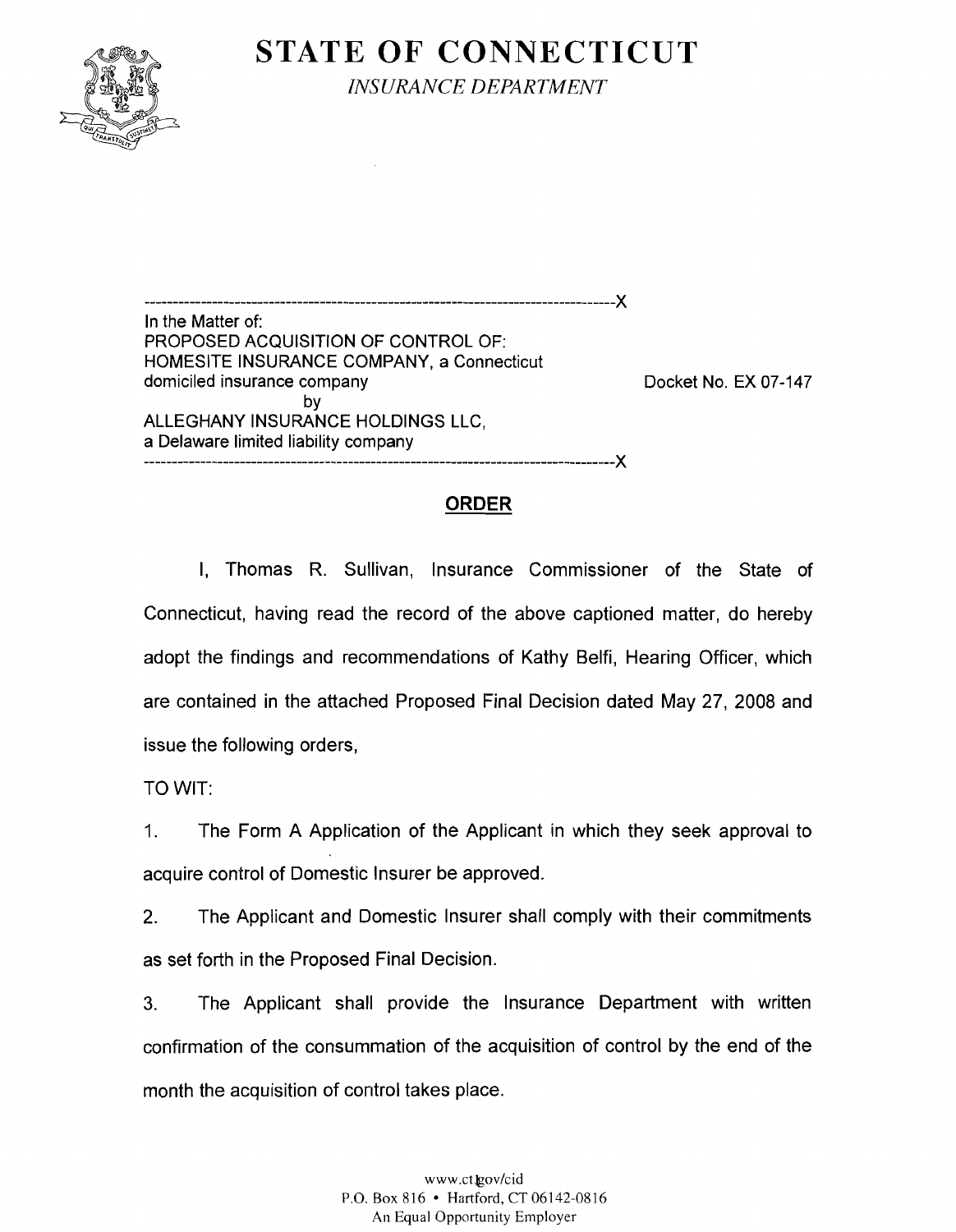# STATE OF CONNECTICUT

*INSURANCE DEPARTMENT*

---

In the Matter of:
PROPOSED ACQUISITION OF CONTROL OF:
HOMESITE INSURANCE COMPANY, a Connecticut domiciled insurance company
by
ALLEGHANY INSURANCE HOLDINGS LLC, a Delaware limited liability company

Docket No. EX 07-147

---

## ORDER

I, Thomas R. Sullivan, Insurance Commissioner of the State of Connecticut, having read the record of the above captioned matter, do hereby adopt the findings and recommendations of Kathy Belfi, Hearing Officer, which are contained in the attached Proposed Final Decision dated May 27, 2008 and issue the following orders,

TO WIT:

1. The Form A Application of the Applicant in which they seek approval to acquire control of Domestic Insurer be approved.
2. The Applicant and Domestic Insurer shall comply with their commitments as set forth in the Proposed Final Decision.
3. The Applicant shall provide the Insurance Department with written confirmation of the consummation of the acquisition of control by the end of the month the acquisition of control takes place.

www.ct.gov/cid
P.O. Box 816 • Hartford, CT 06142-0816
An Equal Opportunity Employer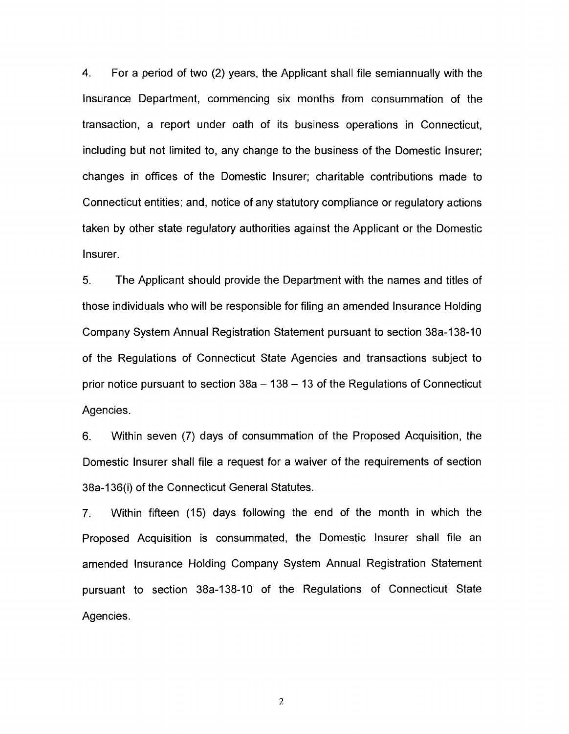4. For a period of two (2) years, the Applicant shall file semiannually with the Insurance Department, commencing six months from consummation of the transaction, a report under oath of its business operations in Connecticut, including but not limited to, any change to the business of the Domestic Insurer; changes in offices of the Domestic Insurer; charitable contributions made to Connecticut entities; and, notice of any statutory compliance or regulatory actions taken by other state regulatory authorities against the Applicant or the Domestic Insurer.

5. The Applicant should provide the Department with the names and titles of those individuals who will be responsible for filing an amended Insurance Holding Company System Annual Registration Statement pursuant to section 38a-138-10 of the Regulations of Connecticut State Agencies and transactions subject to prior notice pursuant to section 38a – 138 – 13 of the Regulations of Connecticut Agencies.

6. Within seven (7) days of consummation of the Proposed Acquisition, the Domestic Insurer shall file a request for a waiver of the requirements of section 38a-136(i) of the Connecticut General Statutes.

7. Within fifteen (15) days following the end of the month in which the Proposed Acquisition is consummated, the Domestic Insurer shall file an amended Insurance Holding Company System Annual Registration Statement pursuant to section 38a-138-10 of the Regulations of Connecticut State Agencies.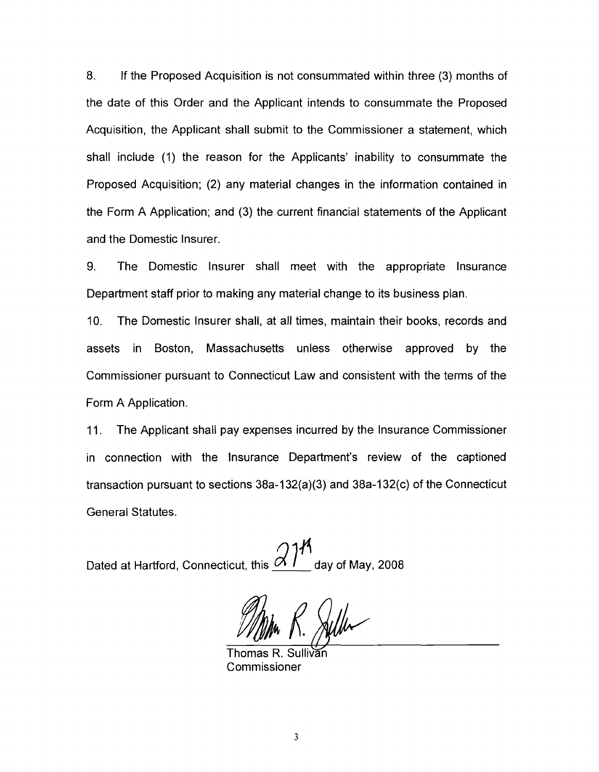8. If the Proposed Acquisition is not consummated within three (3) months of the date of this Order and the Applicant intends to consummate the Proposed Acquisition, the Applicant shall submit to the Commissioner a statement, which shall include (1) the reason for the Applicants' inability to consummate the Proposed Acquisition; (2) any material changes in the information contained in the Form A Application; and (3) the current financial statements of the Applicant and the Domestic Insurer.

9. The Domestic Insurer shall meet with the appropriate Insurance Department staff prior to making any material change to its business plan.

10. The Domestic Insurer shall, at all times, maintain their books, records and assets in Boston, Massachusetts unless otherwise approved by the Commissioner pursuant to Connecticut Law and consistent with the terms of the Form A Application.

11. The Applicant shall pay expenses incurred by the Insurance Commissioner in connection with the Insurance Department's review of the captioned transaction pursuant to sections 38a-132(a)(3) and 38a-132(c) of the Connecticut General Statutes.

Dated at Hartford, Connecticut, this 27th day of May, 2008

Thomas R. Sullivan
Commissioner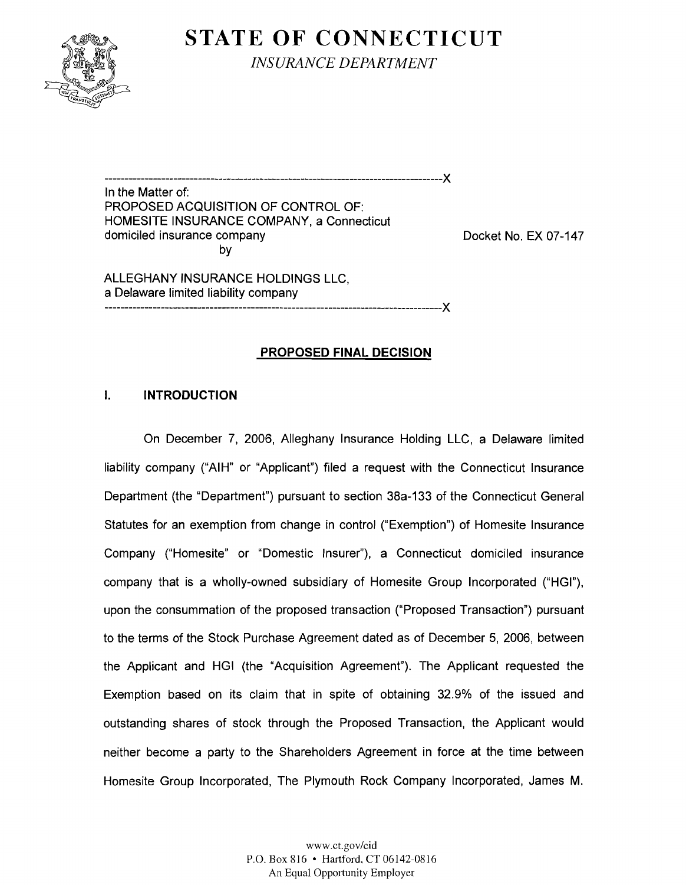# STATE OF CONNECTICUT

*INSURANCE DEPARTMENT*

---------------------------------------------------------------------------------------X

In the Matter of:
PROPOSED ACQUISITION OF CONTROL OF:
HOMESITE INSURANCE COMPANY, a Connecticut domiciled insurance company
by

ALLEGHANY INSURANCE HOLDINGS LLC,
a Delaware limited liability company

---------------------------------------------------------------------------------------X

Docket No. EX 07-147

## PROPOSED FINAL DECISION

### I. INTRODUCTION

On December 7, 2006, Alleghany Insurance Holding LLC, a Delaware limited liability company ("AIH" or "Applicant") filed a request with the Connecticut Insurance Department (the "Department") pursuant to section 38a-133 of the Connecticut General Statutes for an exemption from change in control ("Exemption") of Homesite Insurance Company ("Homesite" or "Domestic Insurer"), a Connecticut domiciled insurance company that is a wholly-owned subsidiary of Homesite Group Incorporated ("HGI"), upon the consummation of the proposed transaction ("Proposed Transaction") pursuant to the terms of the Stock Purchase Agreement dated as of December 5, 2006, between the Applicant and HGI (the "Acquisition Agreement"). The Applicant requested the Exemption based on its claim that in spite of obtaining 32.9% of the issued and outstanding shares of stock through the Proposed Transaction, the Applicant would neither become a party to the Shareholders Agreement in force at the time between Homesite Group Incorporated, The Plymouth Rock Company Incorporated, James M.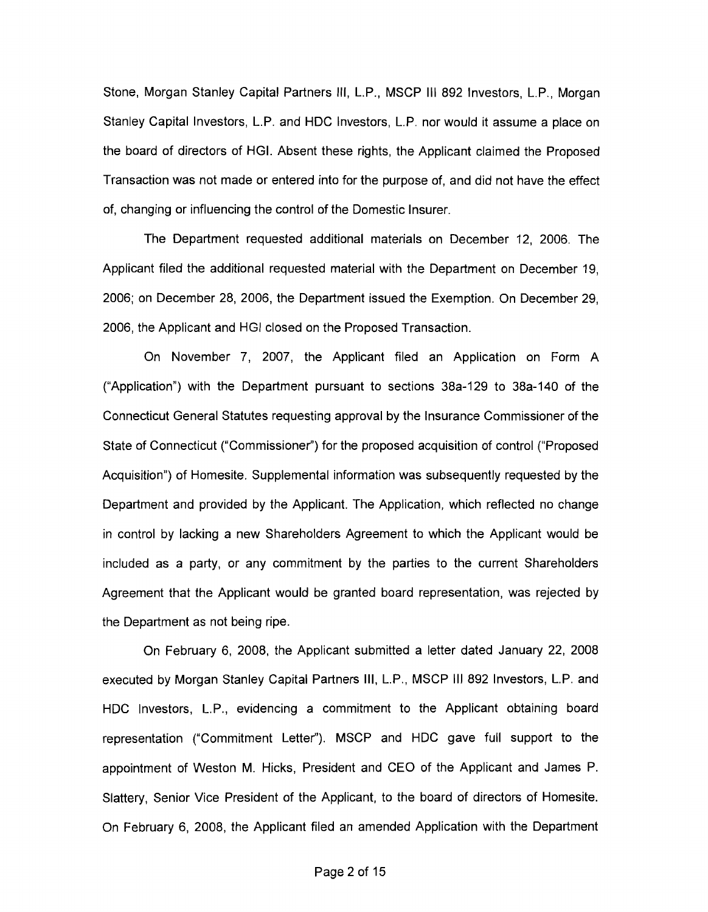Stone, Morgan Stanley Capital Partners III, L.P., MSCP III 892 Investors, L.P., Morgan Stanley Capital Investors, L.P. and HDC Investors, L.P. nor would it assume a place on the board of directors of HGI. Absent these rights, the Applicant claimed the Proposed Transaction was not made or entered into for the purpose of, and did not have the effect of, changing or influencing the control of the Domestic Insurer.

The Department requested additional materials on December 12, 2006. The Applicant filed the additional requested material with the Department on December 19, 2006; on December 28, 2006, the Department issued the Exemption. On December 29, 2006, the Applicant and HGI closed on the Proposed Transaction.

On November 7, 2007, the Applicant filed an Application on Form A ("Application") with the Department pursuant to sections 38a-129 to 38a-140 of the Connecticut General Statutes requesting approval by the Insurance Commissioner of the State of Connecticut ("Commissioner") for the proposed acquisition of control ("Proposed Acquisition") of Homesite. Supplemental information was subsequently requested by the Department and provided by the Applicant. The Application, which reflected no change in control by lacking a new Shareholders Agreement to which the Applicant would be included as a party, or any commitment by the parties to the current Shareholders Agreement that the Applicant would be granted board representation, was rejected by the Department as not being ripe.

On February 6, 2008, the Applicant submitted a letter dated January 22, 2008 executed by Morgan Stanley Capital Partners III, L.P., MSCP III 892 Investors, L.P. and HDC Investors, L.P., evidencing a commitment to the Applicant obtaining board representation ("Commitment Letter"). MSCP and HDC gave full support to the appointment of Weston M. Hicks, President and CEO of the Applicant and James P. Slattery, Senior Vice President of the Applicant, to the board of directors of Homesite. On February 6, 2008, the Applicant filed an amended Application with the Department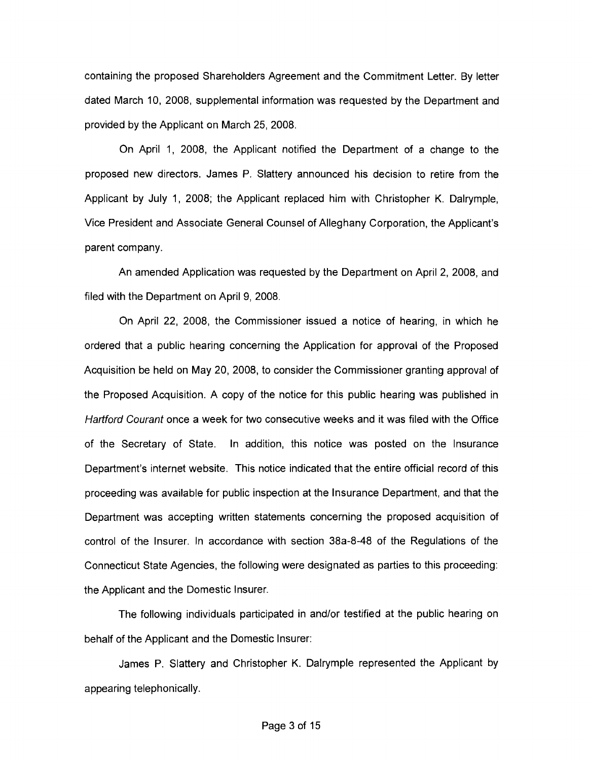containing the proposed Shareholders Agreement and the Commitment Letter. By letter dated March 10, 2008, supplemental information was requested by the Department and provided by the Applicant on March 25, 2008.

On April 1, 2008, the Applicant notified the Department of a change to the proposed new directors. James P. Slattery announced his decision to retire from the Applicant by July 1, 2008; the Applicant replaced him with Christopher K. Dalrymple, Vice President and Associate General Counsel of Alleghany Corporation, the Applicant's parent company.

An amended Application was requested by the Department on April 2, 2008, and filed with the Department on April 9, 2008.

On April 22, 2008, the Commissioner issued a notice of hearing, in which he ordered that a public hearing concerning the Application for approval of the Proposed Acquisition be held on May 20, 2008, to consider the Commissioner granting approval of the Proposed Acquisition. A copy of the notice for this public hearing was published in *Hartford Courant* once a week for two consecutive weeks and it was filed with the Office of the Secretary of State. In addition, this notice was posted on the Insurance Department's internet website. This notice indicated that the entire official record of this proceeding was available for public inspection at the Insurance Department, and that the Department was accepting written statements concerning the proposed acquisition of control of the Insurer. In accordance with section 38a-8-48 of the Regulations of the Connecticut State Agencies, the following were designated as parties to this proceeding: the Applicant and the Domestic Insurer.

The following individuals participated in and/or testified at the public hearing on behalf of the Applicant and the Domestic Insurer:

James P. Slattery and Christopher K. Dalrymple represented the Applicant by appearing telephonically.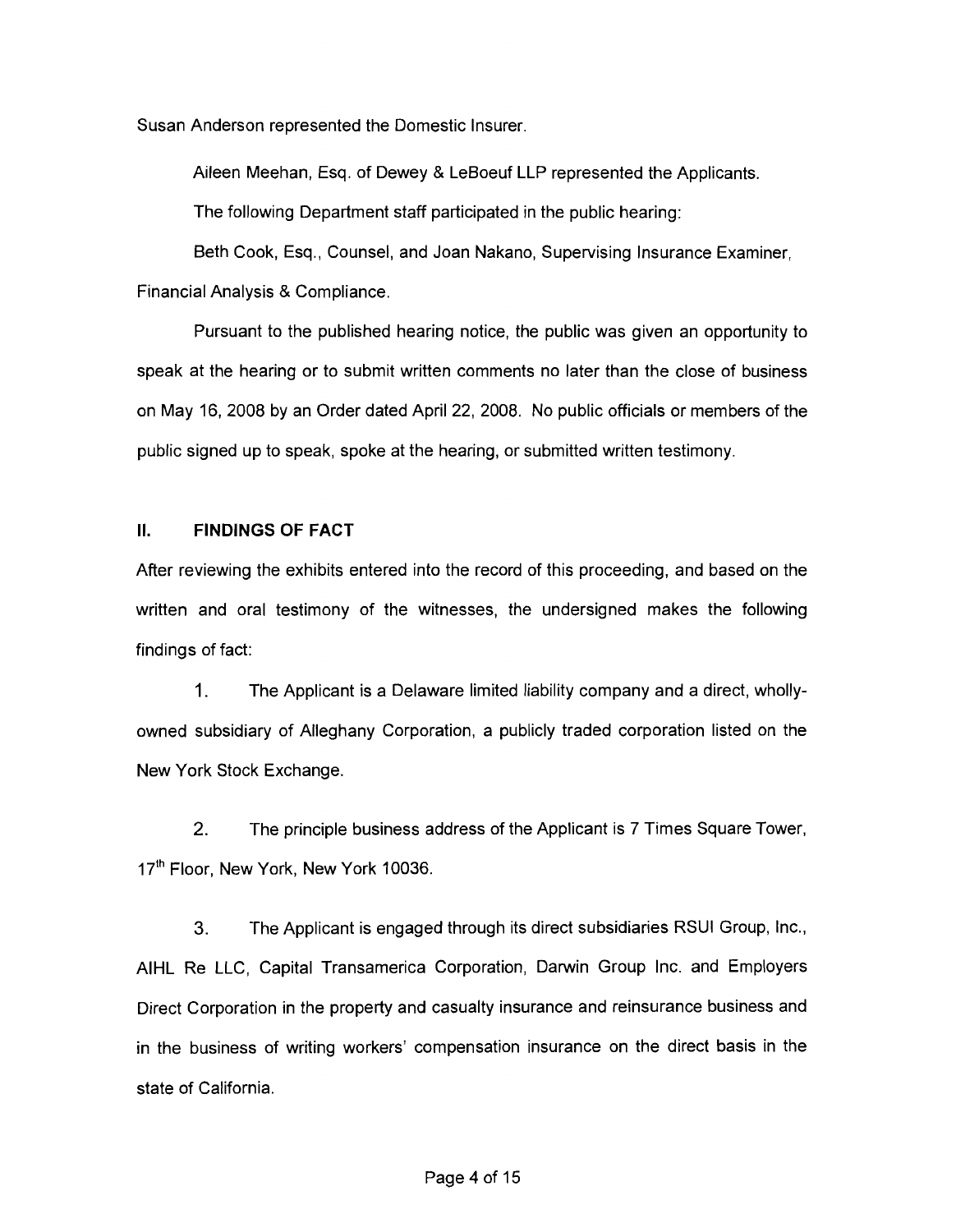Susan Anderson represented the Domestic Insurer.

Aileen Meehan, Esq. of Dewey & LeBoeuf LLP represented the Applicants.

The following Department staff participated in the public hearing:

Beth Cook, Esq., Counsel, and Joan Nakano, Supervising Insurance Examiner, Financial Analysis & Compliance.

Pursuant to the published hearing notice, the public was given an opportunity to speak at the hearing or to submit written comments no later than the close of business on May 16, 2008 by an Order dated April 22, 2008. No public officials or members of the public signed up to speak, spoke at the hearing, or submitted written testimony.

## II. FINDINGS OF FACT

After reviewing the exhibits entered into the record of this proceeding, and based on the written and oral testimony of the witnesses, the undersigned makes the following findings of fact:

1. The Applicant is a Delaware limited liability company and a direct, wholly-owned subsidiary of Alleghany Corporation, a publicly traded corporation listed on the New York Stock Exchange.

2. The principle business address of the Applicant is 7 Times Square Tower, 17th Floor, New York, New York 10036.

3. The Applicant is engaged through its direct subsidiaries RSUI Group, Inc., AIHL Re LLC, Capital Transamerica Corporation, Darwin Group Inc. and Employers Direct Corporation in the property and casualty insurance and reinsurance business and in the business of writing workers' compensation insurance on the direct basis in the state of California.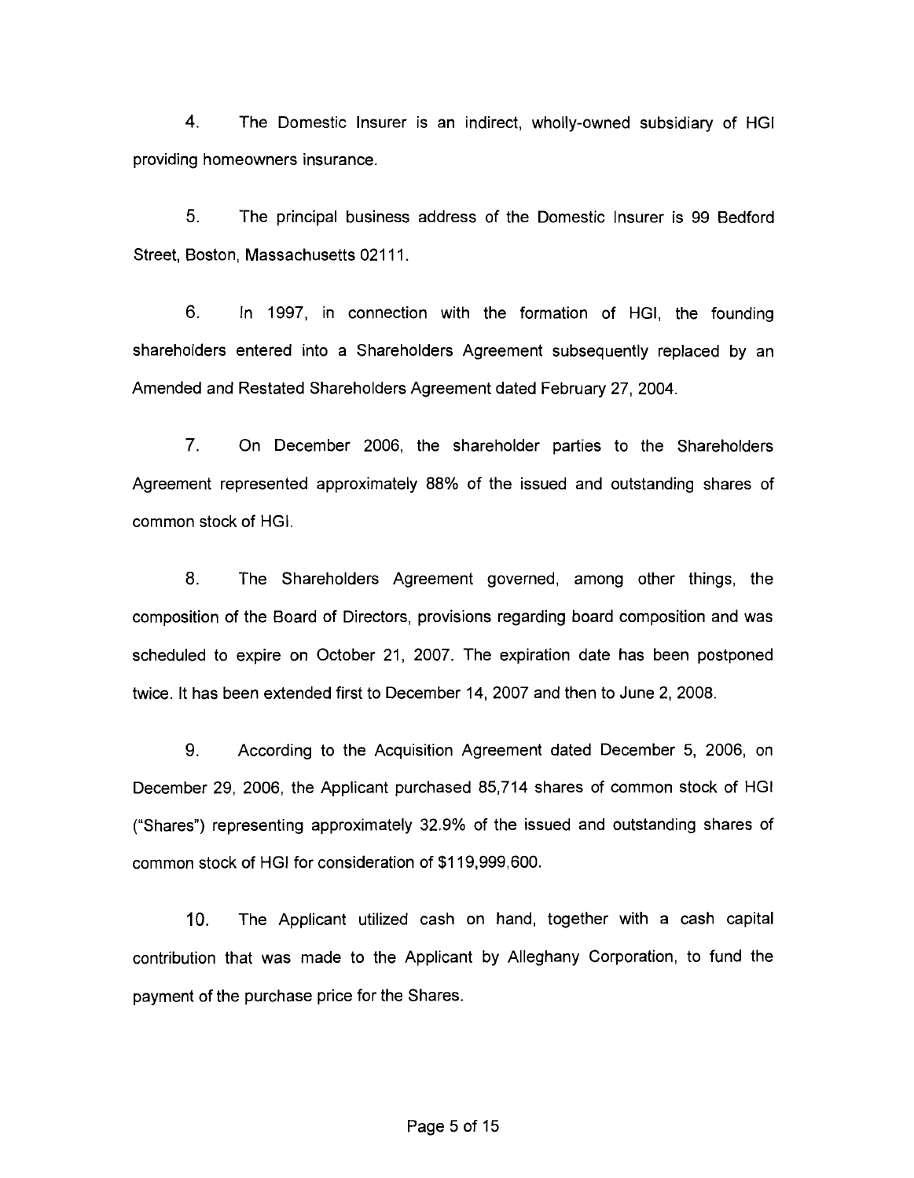4. The Domestic Insurer is an indirect, wholly-owned subsidiary of HGI providing homeowners insurance.

5. The principal business address of the Domestic Insurer is 99 Bedford Street, Boston, Massachusetts 02111.

6. In 1997, in connection with the formation of HGI, the founding shareholders entered into a Shareholders Agreement subsequently replaced by an Amended and Restated Shareholders Agreement dated February 27, 2004.

7. On December 2006, the shareholder parties to the Shareholders Agreement represented approximately 88% of the issued and outstanding shares of common stock of HGI.

8. The Shareholders Agreement governed, among other things, the composition of the Board of Directors, provisions regarding board composition and was scheduled to expire on October 21, 2007. The expiration date has been postponed twice. It has been extended first to December 14, 2007 and then to June 2, 2008.

9. According to the Acquisition Agreement dated December 5, 2006, on December 29, 2006, the Applicant purchased 85,714 shares of common stock of HGI ("Shares") representing approximately 32.9% of the issued and outstanding shares of common stock of HGI for consideration of $119,999,600.

10. The Applicant utilized cash on hand, together with a cash capital contribution that was made to the Applicant by Alleghany Corporation, to fund the payment of the purchase price for the Shares.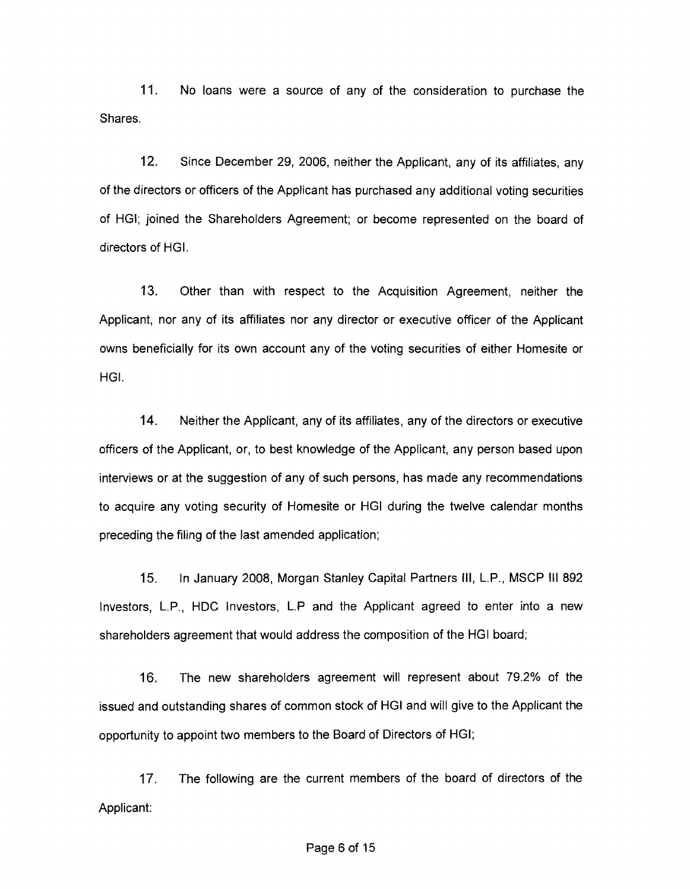11. No loans were a source of any of the consideration to purchase the Shares.

12. Since December 29, 2006, neither the Applicant, any of its affiliates, any of the directors or officers of the Applicant has purchased any additional voting securities of HGI; joined the Shareholders Agreement; or become represented on the board of directors of HGI.

13. Other than with respect to the Acquisition Agreement, neither the Applicant, nor any of its affiliates nor any director or executive officer of the Applicant owns beneficially for its own account any of the voting securities of either Homesite or HGI.

14. Neither the Applicant, any of its affiliates, any of the directors or executive officers of the Applicant, or, to best knowledge of the Applicant, any person based upon interviews or at the suggestion of any of such persons, has made any recommendations to acquire any voting security of Homesite or HGI during the twelve calendar months preceding the filing of the last amended application;

15. In January 2008, Morgan Stanley Capital Partners III, L.P., MSCP III 892 Investors, L.P., HDC Investors, L.P and the Applicant agreed to enter into a new shareholders agreement that would address the composition of the HGI board;

16. The new shareholders agreement will represent about 79.2% of the issued and outstanding shares of common stock of HGI and will give to the Applicant the opportunity to appoint two members to the Board of Directors of HGI;

17. The following are the current members of the board of directors of the Applicant: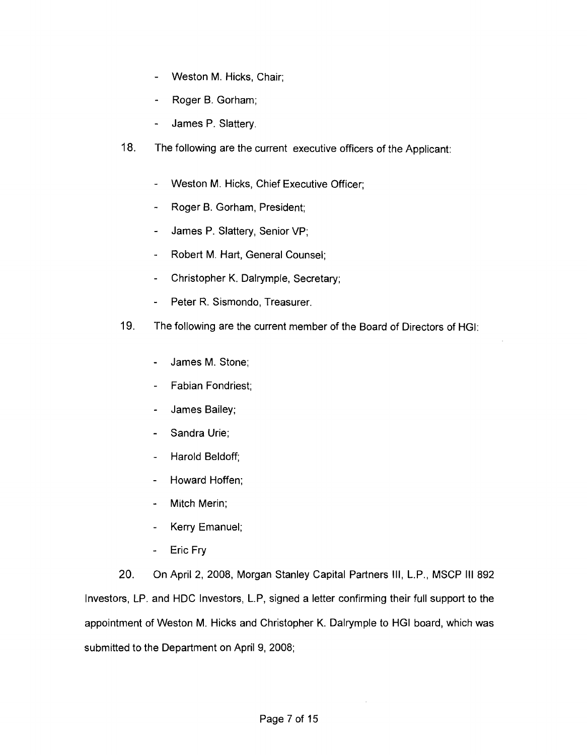- Weston M. Hicks, Chair;
- Roger B. Gorham;
- James P. Slattery.

18. The following are the current executive officers of the Applicant:

- Weston M. Hicks, Chief Executive Officer;
- Roger B. Gorham, President;
- James P. Slattery, Senior VP;
- Robert M. Hart, General Counsel;
- Christopher K. Dalrymple, Secretary;
- Peter R. Sismondo, Treasurer.

19. The following are the current member of the Board of Directors of HGI:

- James M. Stone;
- Fabian Fondriest;
- James Bailey;
- Sandra Urie;
- Harold Beldoff;
- Howard Hoffen;
- Mitch Merin;
- Kerry Emanuel;
- Eric Fry

20. On April 2, 2008, Morgan Stanley Capital Partners III, L.P., MSCP III 892 Investors, LP. and HDC Investors, L.P, signed a letter confirming their full support to the appointment of Weston M. Hicks and Christopher K. Dalrymple to HGI board, which was submitted to the Department on April 9, 2008;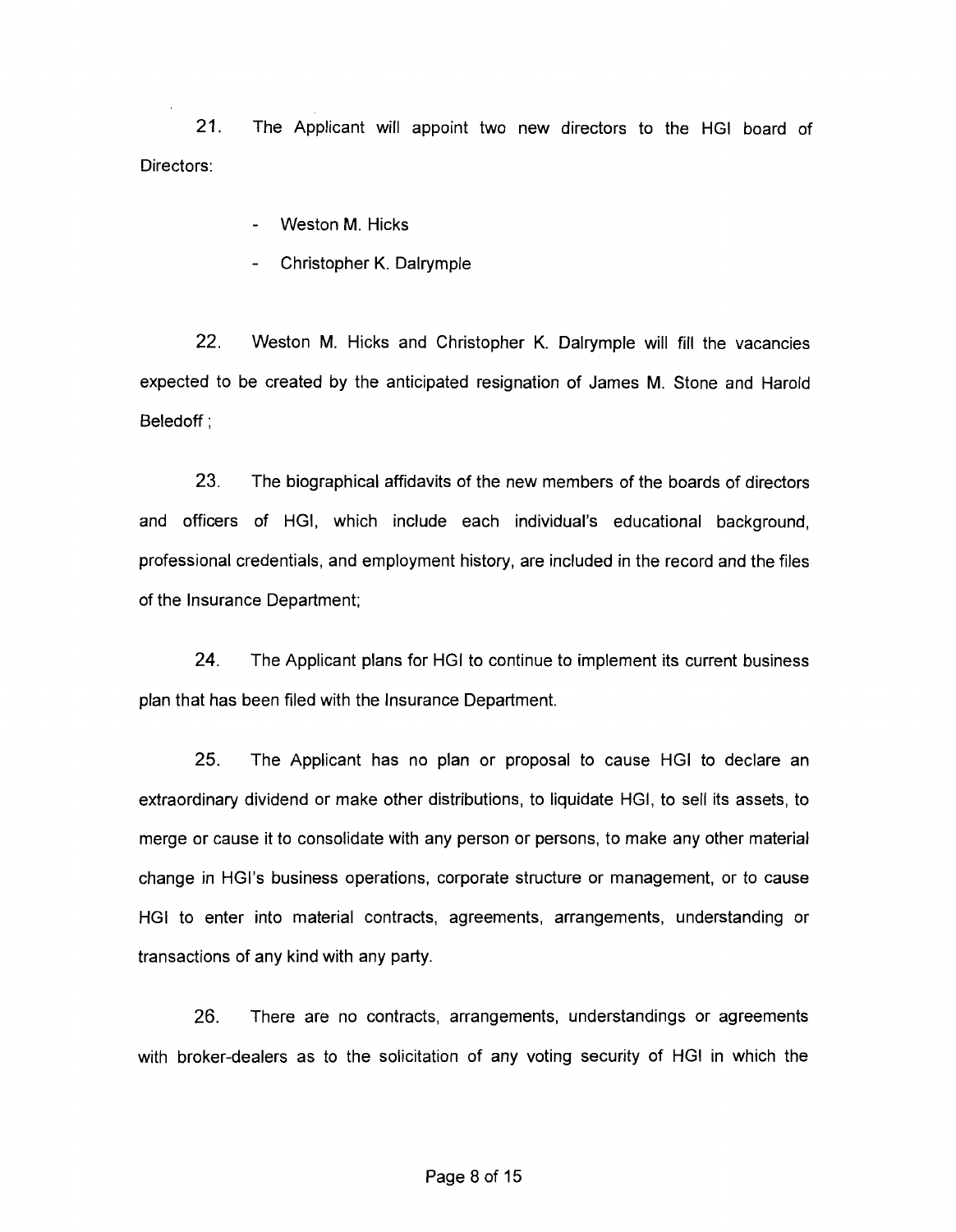21. The Applicant will appoint two new directors to the HGI board of Directors:

- Weston M. Hicks
- Christopher K. Dalrymple

22. Weston M. Hicks and Christopher K. Dalrymple will fill the vacancies expected to be created by the anticipated resignation of James M. Stone and Harold Beledoff ;

23. The biographical affidavits of the new members of the boards of directors and officers of HGI, which include each individual's educational background, professional credentials, and employment history, are included in the record and the files of the Insurance Department;

24. The Applicant plans for HGI to continue to implement its current business plan that has been filed with the Insurance Department.

25. The Applicant has no plan or proposal to cause HGI to declare an extraordinary dividend or make other distributions, to liquidate HGI, to sell its assets, to merge or cause it to consolidate with any person or persons, to make any other material change in HGI's business operations, corporate structure or management, or to cause HGI to enter into material contracts, agreements, arrangements, understanding or transactions of any kind with any party.

26. There are no contracts, arrangements, understandings or agreements with broker-dealers as to the solicitation of any voting security of HGI in which the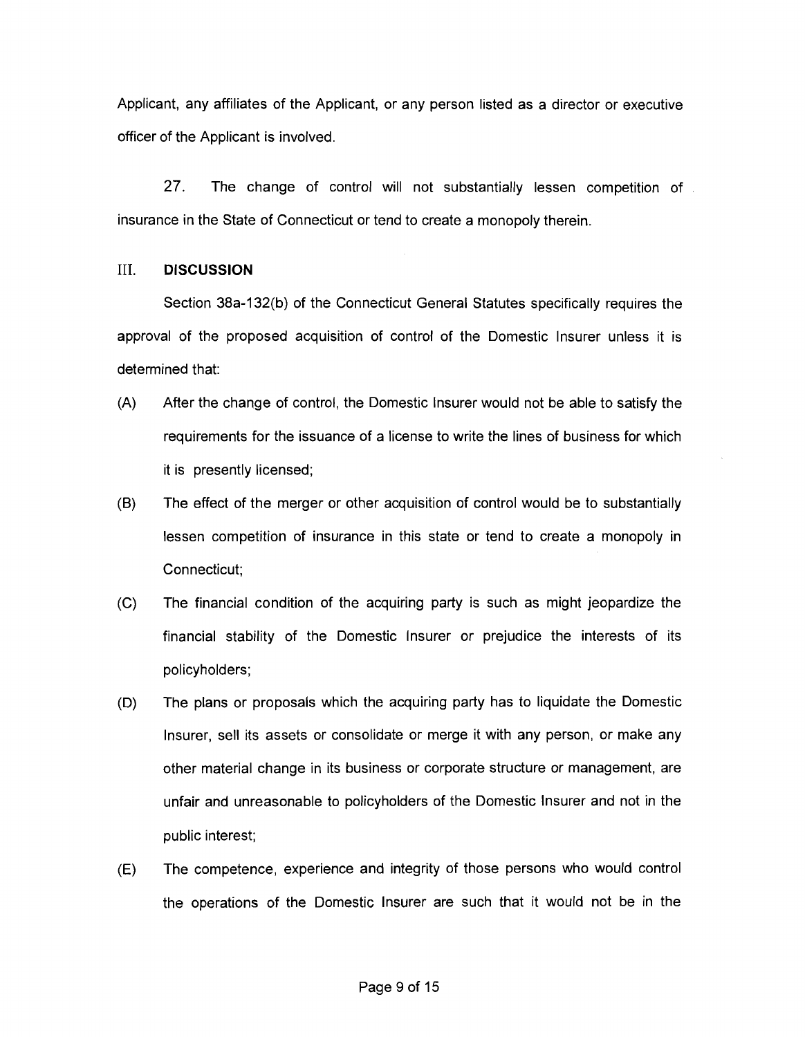Applicant, any affiliates of the Applicant, or any person listed as a director or executive officer of the Applicant is involved.

27. The change of control will not substantially lessen competition of insurance in the State of Connecticut or tend to create a monopoly therein.

## III. DISCUSSION

Section 38a-132(b) of the Connecticut General Statutes specifically requires the approval of the proposed acquisition of control of the Domestic Insurer unless it is determined that:

(A) After the change of control, the Domestic Insurer would not be able to satisfy the requirements for the issuance of a license to write the lines of business for which it is presently licensed;

(B) The effect of the merger or other acquisition of control would be to substantially lessen competition of insurance in this state or tend to create a monopoly in Connecticut;

(C) The financial condition of the acquiring party is such as might jeopardize the financial stability of the Domestic Insurer or prejudice the interests of its policyholders;

(D) The plans or proposals which the acquiring party has to liquidate the Domestic Insurer, sell its assets or consolidate or merge it with any person, or make any other material change in its business or corporate structure or management, are unfair and unreasonable to policyholders of the Domestic Insurer and not in the public interest;

(E) The competence, experience and integrity of those persons who would control the operations of the Domestic Insurer are such that it would not be in the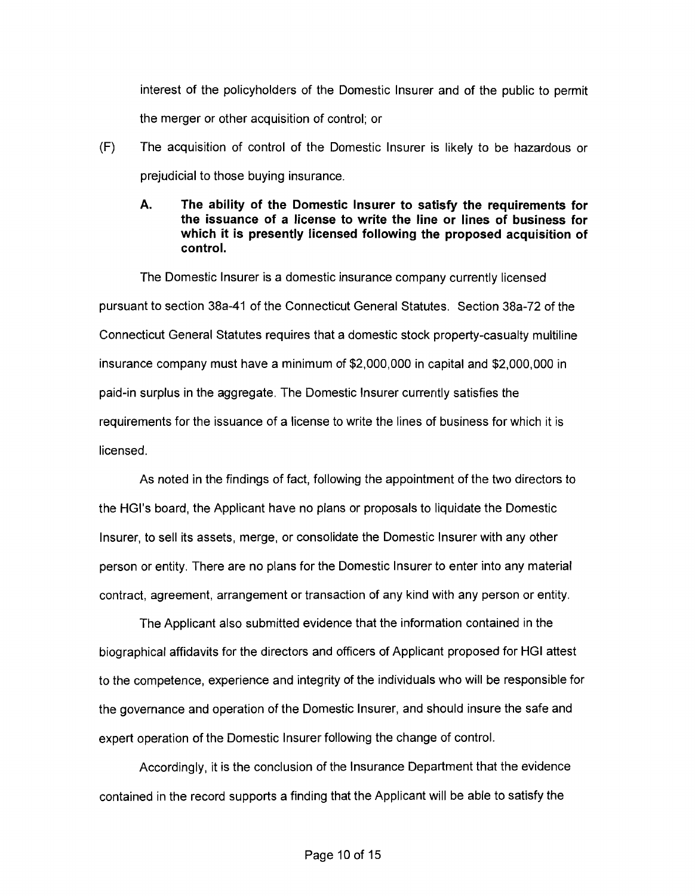interest of the policyholders of the Domestic Insurer and of the public to permit the merger or other acquisition of control; or

(F) The acquisition of control of the Domestic Insurer is likely to be hazardous or prejudicial to those buying insurance.

**A. The ability of the Domestic Insurer to satisfy the requirements for the issuance of a license to write the line or lines of business for which it is presently licensed following the proposed acquisition of control.**

The Domestic Insurer is a domestic insurance company currently licensed pursuant to section 38a-41 of the Connecticut General Statutes. Section 38a-72 of the Connecticut General Statutes requires that a domestic stock property-casualty multiline insurance company must have a minimum of $2,000,000 in capital and $2,000,000 in paid-in surplus in the aggregate. The Domestic Insurer currently satisfies the requirements for the issuance of a license to write the lines of business for which it is licensed.

As noted in the findings of fact, following the appointment of the two directors to the HGI's board, the Applicant have no plans or proposals to liquidate the Domestic Insurer, to sell its assets, merge, or consolidate the Domestic Insurer with any other person or entity. There are no plans for the Domestic Insurer to enter into any material contract, agreement, arrangement or transaction of any kind with any person or entity.

The Applicant also submitted evidence that the information contained in the biographical affidavits for the directors and officers of Applicant proposed for HGI attest to the competence, experience and integrity of the individuals who will be responsible for the governance and operation of the Domestic Insurer, and should insure the safe and expert operation of the Domestic Insurer following the change of control.

Accordingly, it is the conclusion of the Insurance Department that the evidence contained in the record supports a finding that the Applicant will be able to satisfy the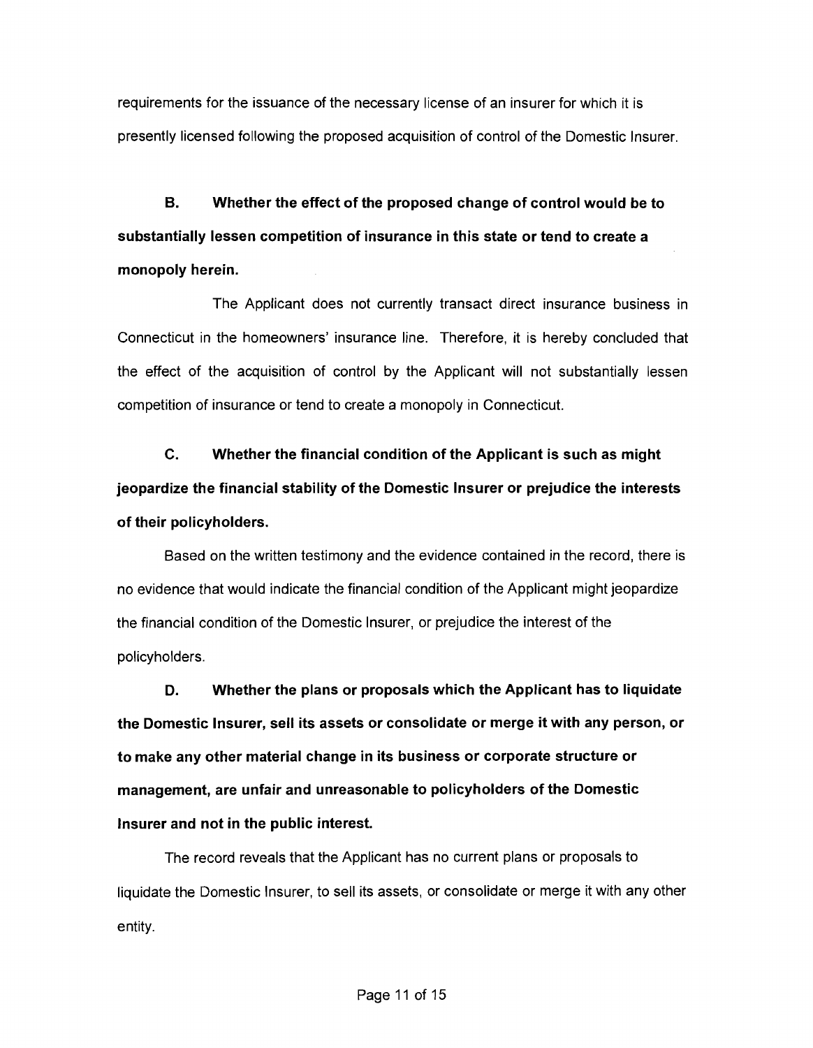requirements for the issuance of the necessary license of an insurer for which it is presently licensed following the proposed acquisition of control of the Domestic Insurer.

**B. Whether the effect of the proposed change of control would be to substantially lessen competition of insurance in this state or tend to create a monopoly herein.**

The Applicant does not currently transact direct insurance business in Connecticut in the homeowners' insurance line. Therefore, it is hereby concluded that the effect of the acquisition of control by the Applicant will not substantially lessen competition of insurance or tend to create a monopoly in Connecticut.

**C. Whether the financial condition of the Applicant is such as might jeopardize the financial stability of the Domestic Insurer or prejudice the interests of their policyholders.**

Based on the written testimony and the evidence contained in the record, there is no evidence that would indicate the financial condition of the Applicant might jeopardize the financial condition of the Domestic Insurer, or prejudice the interest of the policyholders.

**D. Whether the plans or proposals which the Applicant has to liquidate the Domestic Insurer, sell its assets or consolidate or merge it with any person, or to make any other material change in its business or corporate structure or management, are unfair and unreasonable to policyholders of the Domestic Insurer and not in the public interest.**

The record reveals that the Applicant has no current plans or proposals to liquidate the Domestic Insurer, to sell its assets, or consolidate or merge it with any other entity.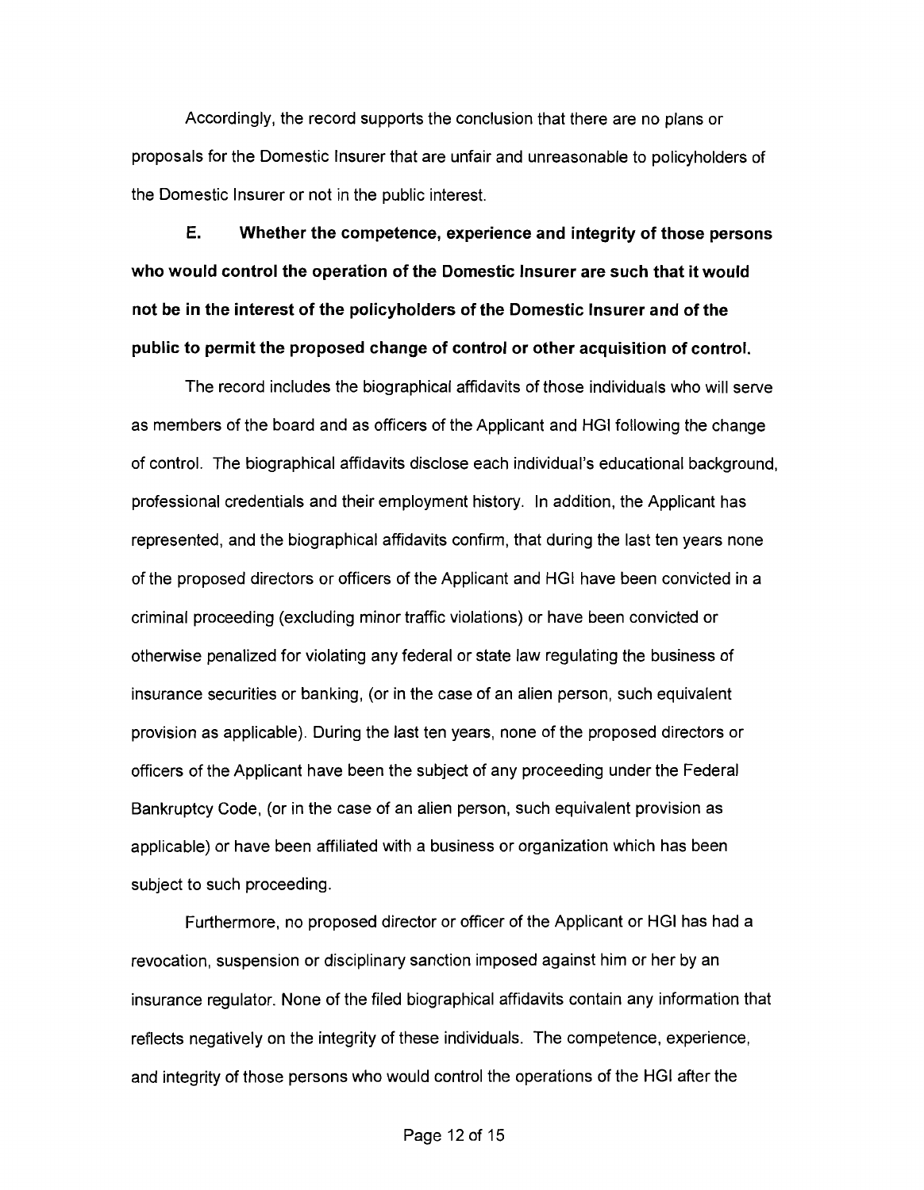Accordingly, the record supports the conclusion that there are no plans or proposals for the Domestic Insurer that are unfair and unreasonable to policyholders of the Domestic Insurer or not in the public interest.

**E. Whether the competence, experience and integrity of those persons who would control the operation of the Domestic Insurer are such that it would not be in the interest of the policyholders of the Domestic Insurer and of the public to permit the proposed change of control or other acquisition of control.**

The record includes the biographical affidavits of those individuals who will serve as members of the board and as officers of the Applicant and HGI following the change of control. The biographical affidavits disclose each individual's educational background, professional credentials and their employment history. In addition, the Applicant has represented, and the biographical affidavits confirm, that during the last ten years none of the proposed directors or officers of the Applicant and HGI have been convicted in a criminal proceeding (excluding minor traffic violations) or have been convicted or otherwise penalized for violating any federal or state law regulating the business of insurance securities or banking, (or in the case of an alien person, such equivalent provision as applicable). During the last ten years, none of the proposed directors or officers of the Applicant have been the subject of any proceeding under the Federal Bankruptcy Code, (or in the case of an alien person, such equivalent provision as applicable) or have been affiliated with a business or organization which has been subject to such proceeding.

Furthermore, no proposed director or officer of the Applicant or HGI has had a revocation, suspension or disciplinary sanction imposed against him or her by an insurance regulator. None of the filed biographical affidavits contain any information that reflects negatively on the integrity of these individuals. The competence, experience, and integrity of those persons who would control the operations of the HGI after the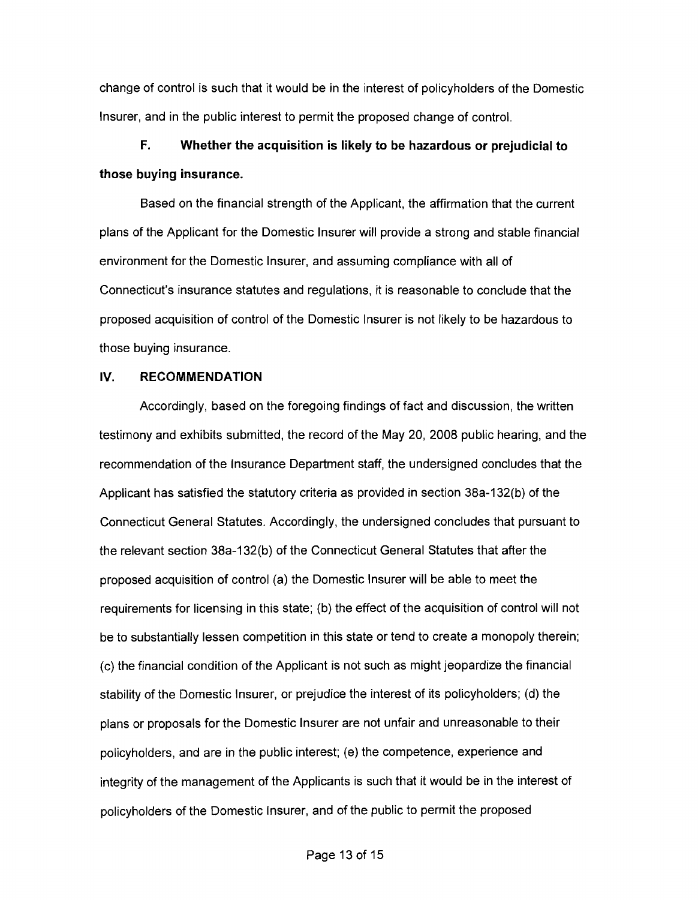change of control is such that it would be in the interest of policyholders of the Domestic Insurer, and in the public interest to permit the proposed change of control.

**F. Whether the acquisition is likely to be hazardous or prejudicial to those buying insurance.**

Based on the financial strength of the Applicant, the affirmation that the current plans of the Applicant for the Domestic Insurer will provide a strong and stable financial environment for the Domestic Insurer, and assuming compliance with all of Connecticut's insurance statutes and regulations, it is reasonable to conclude that the proposed acquisition of control of the Domestic Insurer is not likely to be hazardous to those buying insurance.

## IV. RECOMMENDATION

Accordingly, based on the foregoing findings of fact and discussion, the written testimony and exhibits submitted, the record of the May 20, 2008 public hearing, and the recommendation of the Insurance Department staff, the undersigned concludes that the Applicant has satisfied the statutory criteria as provided in section 38a-132(b) of the Connecticut General Statutes. Accordingly, the undersigned concludes that pursuant to the relevant section 38a-132(b) of the Connecticut General Statutes that after the proposed acquisition of control (a) the Domestic Insurer will be able to meet the requirements for licensing in this state; (b) the effect of the acquisition of control will not be to substantially lessen competition in this state or tend to create a monopoly therein; (c) the financial condition of the Applicant is not such as might jeopardize the financial stability of the Domestic Insurer, or prejudice the interest of its policyholders; (d) the plans or proposals for the Domestic Insurer are not unfair and unreasonable to their policyholders, and are in the public interest; (e) the competence, experience and integrity of the management of the Applicants is such that it would be in the interest of policyholders of the Domestic Insurer, and of the public to permit the proposed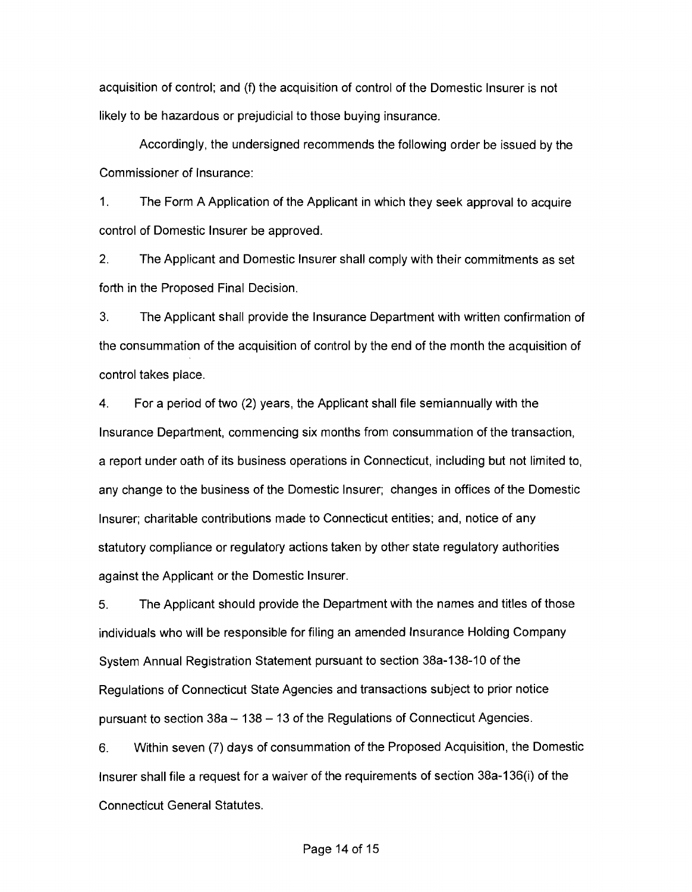acquisition of control; and (f) the acquisition of control of the Domestic Insurer is not likely to be hazardous or prejudicial to those buying insurance.

Accordingly, the undersigned recommends the following order be issued by the Commissioner of Insurance:

1. The Form A Application of the Applicant in which they seek approval to acquire control of Domestic Insurer be approved.

2. The Applicant and Domestic Insurer shall comply with their commitments as set forth in the Proposed Final Decision.

3. The Applicant shall provide the Insurance Department with written confirmation of the consummation of the acquisition of control by the end of the month the acquisition of control takes place.

4. For a period of two (2) years, the Applicant shall file semiannually with the Insurance Department, commencing six months from consummation of the transaction, a report under oath of its business operations in Connecticut, including but not limited to, any change to the business of the Domestic Insurer; changes in offices of the Domestic Insurer; charitable contributions made to Connecticut entities; and, notice of any statutory compliance or regulatory actions taken by other state regulatory authorities against the Applicant or the Domestic Insurer.

5. The Applicant should provide the Department with the names and titles of those individuals who will be responsible for filing an amended Insurance Holding Company System Annual Registration Statement pursuant to section 38a-138-10 of the Regulations of Connecticut State Agencies and transactions subject to prior notice pursuant to section 38a – 138 – 13 of the Regulations of Connecticut Agencies.

6. Within seven (7) days of consummation of the Proposed Acquisition, the Domestic Insurer shall file a request for a waiver of the requirements of section 38a-136(i) of the Connecticut General Statutes.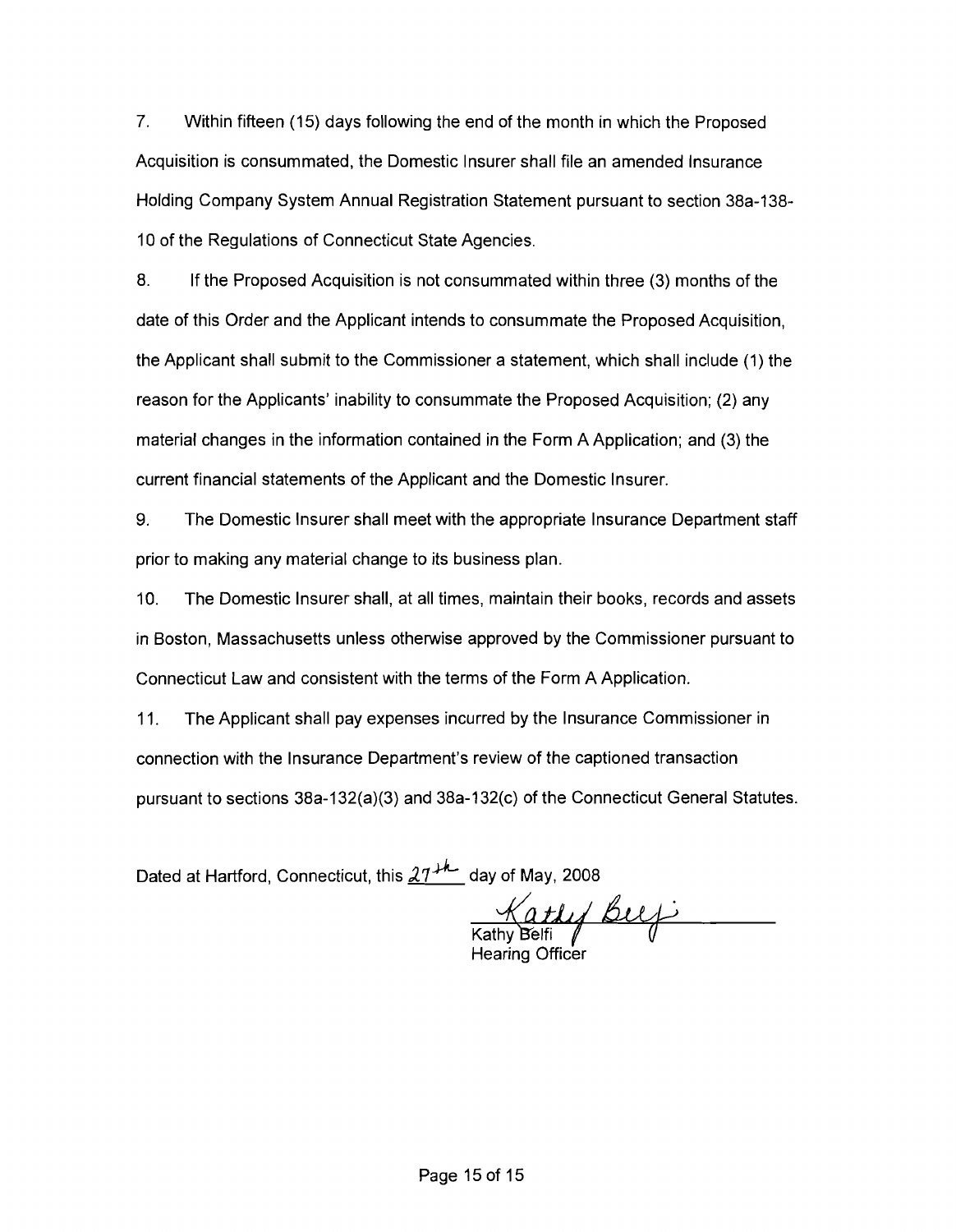7. Within fifteen (15) days following the end of the month in which the Proposed Acquisition is consummated, the Domestic Insurer shall file an amended Insurance Holding Company System Annual Registration Statement pursuant to section 38a-138-10 of the Regulations of Connecticut State Agencies.

8. If the Proposed Acquisition is not consummated within three (3) months of the date of this Order and the Applicant intends to consummate the Proposed Acquisition, the Applicant shall submit to the Commissioner a statement, which shall include (1) the reason for the Applicants' inability to consummate the Proposed Acquisition; (2) any material changes in the information contained in the Form A Application; and (3) the current financial statements of the Applicant and the Domestic Insurer.

9. The Domestic Insurer shall meet with the appropriate Insurance Department staff prior to making any material change to its business plan.

10. The Domestic Insurer shall, at all times, maintain their books, records and assets in Boston, Massachusetts unless otherwise approved by the Commissioner pursuant to Connecticut Law and consistent with the terms of the Form A Application.

11. The Applicant shall pay expenses incurred by the Insurance Commissioner in connection with the Insurance Department's review of the captioned transaction pursuant to sections 38a-132(a)(3) and 38a-132(c) of the Connecticut General Statutes.

Dated at Hartford, Connecticut, this 27th day of May, 2008

Kathy Belfi

Kathy Belfi
Hearing Officer